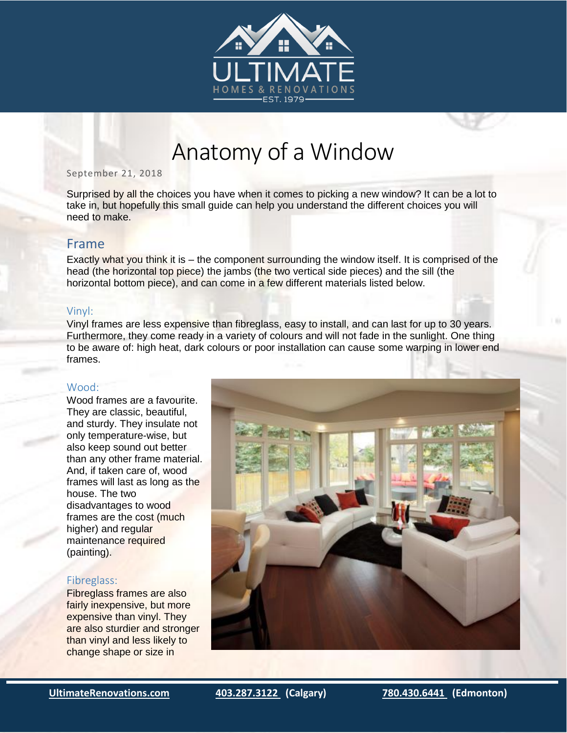# Anatomy of a Window

September 21, 2018

Surprised by all the choices you have when it comes to picking a new window? It can be a lot to take in, but hopefully this small guide can help you understand the different choices you will need to make.

## Frame

Exactly what you think it is – the component surrounding the window itself. It is comprised of the head (the horizontal top piece) the jambs (the two vertical side pieces) and the sill (the horizontal bottom piece), and can come in a few different materials listed below.

### Vinyl:

Vinyl frames are less expensive than fibreglass, easy to install, and can last for up to 30 years. Furthermore, they come ready in a variety of colours and will not fade in the sunlight. One thing to be aware of: high heat, dark colours or poor installation can cause some warping in lower end frames.

### Wood:

Wood frames are a favourite. They are classic, beautiful, and sturdy. They insulate not only temperature-wise, but also keep sound out better than any other frame material. And, if taken care of, wood frames will last as long as the house. The two disadvantages to wood frames are the cost (much higher) and regular maintenance required (painting).

### Fibreglass:

Fibreglass frames are also fairly inexpensive, but more expensive than vinyl. They are also sturdier and stronger than vinyl and less likely to change shape or size in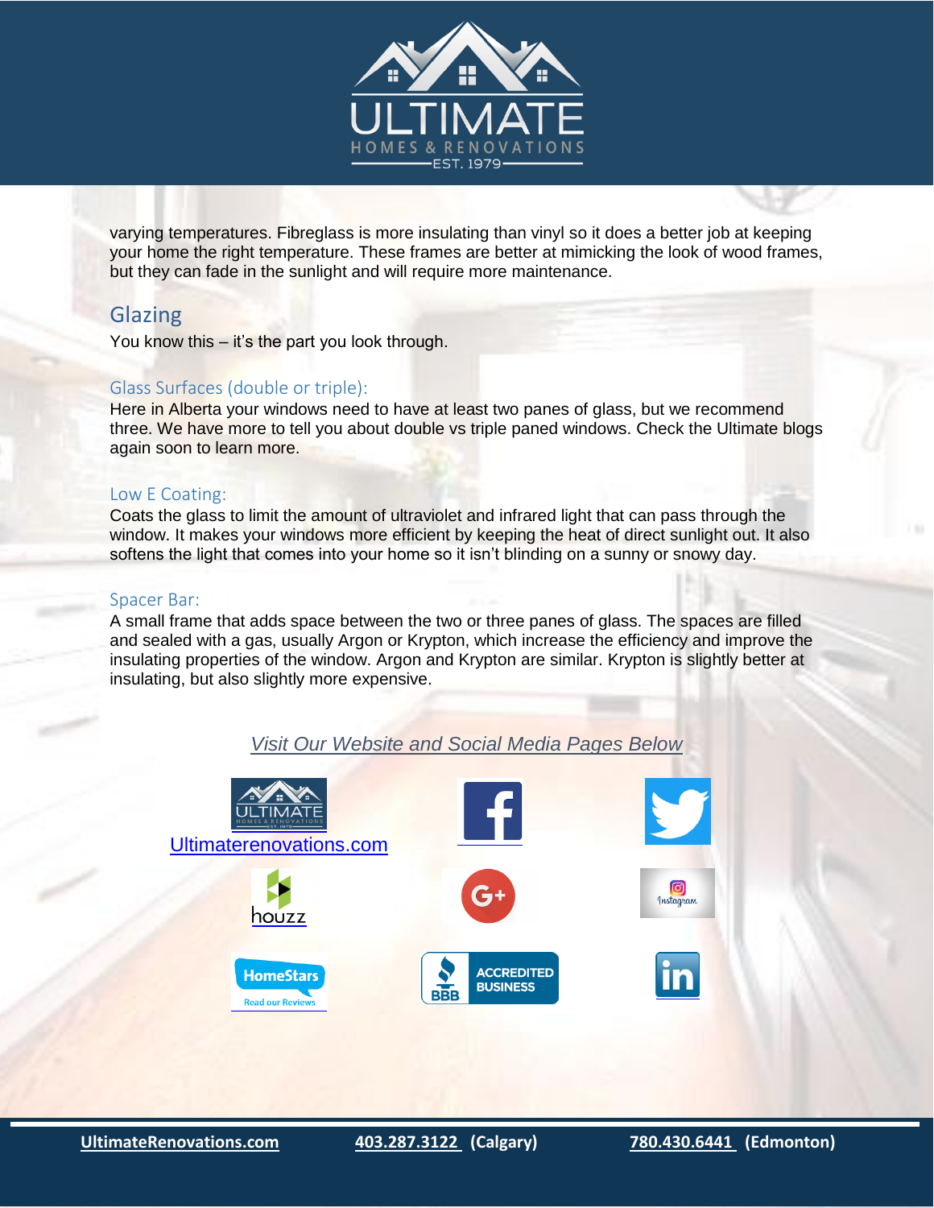varying temperatures. Fibreglass is more insulating than vinyl so it does a better job at keeping your home the right temperature. These frames are better at mimicking the look of wood frames, but they can fade in the sunlight and will require more maintenance.

## Glazing

You know this – it's the part you look through.

### Glass Surfaces (double or triple):

Here in Alberta your windows need to have at least two panes of glass, but we recommend three. We have more to tell you about double vs triple paned windows. Check the Ultimate blogs again soon to learn more.

### Low E Coating:

Coats the glass to limit the amount of ultraviolet and infrared light that can pass through the window. It makes your windows more efficient by keeping the heat of direct sunlight out. It also softens the light that comes into your home so it isn't blinding on a sunny or snowy day.

### Spacer Bar:

A small frame that adds space between the two or three panes of glass. The spaces are filled and sealed with a gas, usually Argon or Krypton, which increase the efficiency and improve the insulating properties of the window. Argon and Krypton are similar. Krypton is slightly better at insulating, but also slightly more expensive.

*Visit Our Website and Social Media Pages Below*

Ultimaterenovations.com

UltimateRenovations.com 403.287.3122 (Calgary) 780.430.6441 (Edmonton)